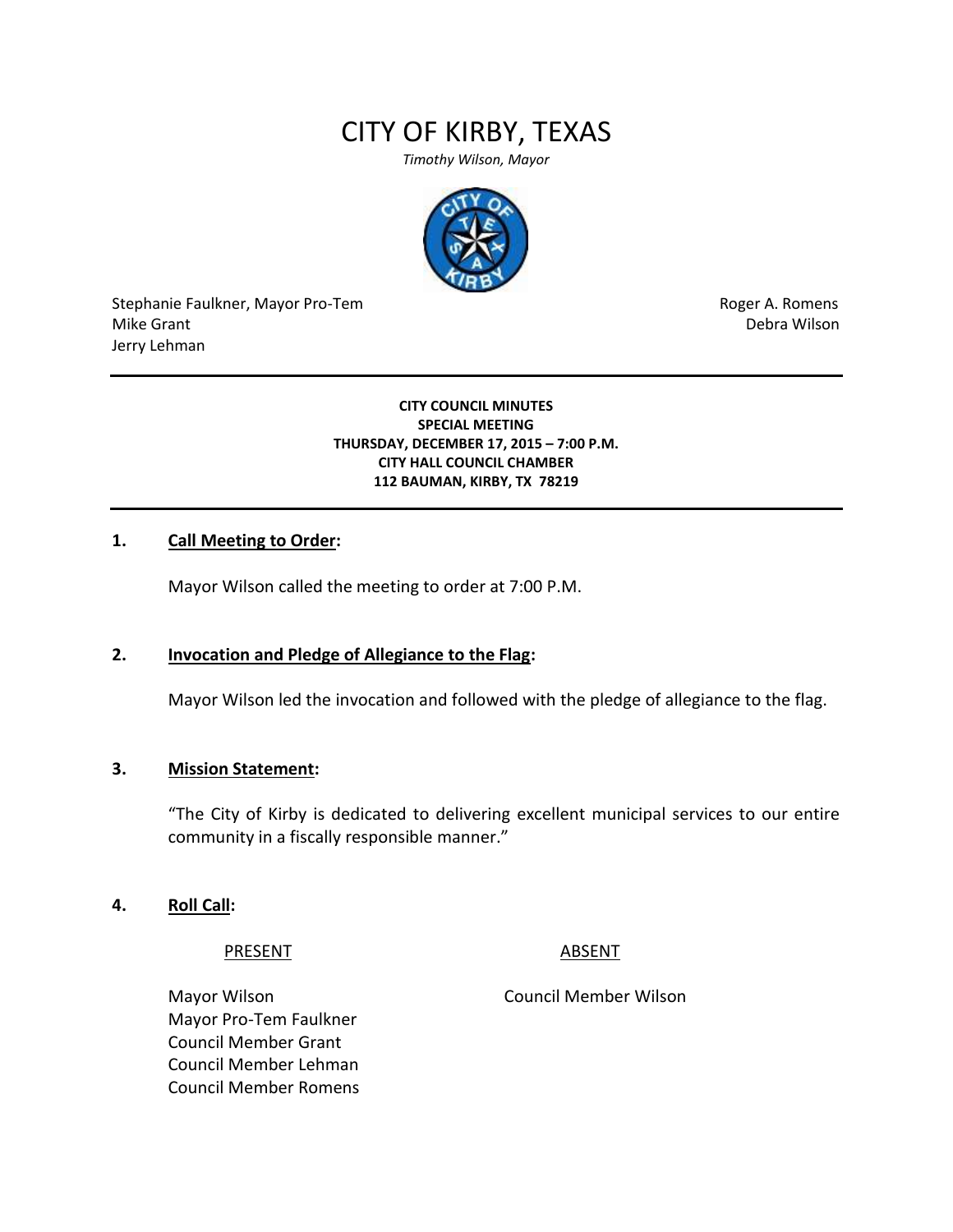# CITY OF KIRBY, TEXAS

*Timothy Wilson, Mayor*

Stephanie Faulkner, Mayor Pro-Tem
Mike Grant
Jerry Lehman

Roger A. Romens
Debra Wilson

---

**CITY COUNCIL MINUTES**
**SPECIAL MEETING**
**THURSDAY, DECEMBER 17, 2015 – 7:00 P.M.**
**CITY HALL COUNCIL CHAMBER**
**112 BAUMAN, KIRBY, TX 78219**

---

**1. Call Meeting to Order:**

Mayor Wilson called the meeting to order at 7:00 P.M.

**2. Invocation and Pledge of Allegiance to the Flag:**

Mayor Wilson led the invocation and followed with the pledge of allegiance to the flag.

**3. Mission Statement:**

"The City of Kirby is dedicated to delivering excellent municipal services to our entire community in a fiscally responsible manner."

**4. Roll Call:**

| PRESENT | ABSENT |
| --- | --- |
| Mayor Wilson | Council Member Wilson |
| Mayor Pro-Tem Faulkner | |
| Council Member Grant | |
| Council Member Lehman | |
| Council Member Romens | |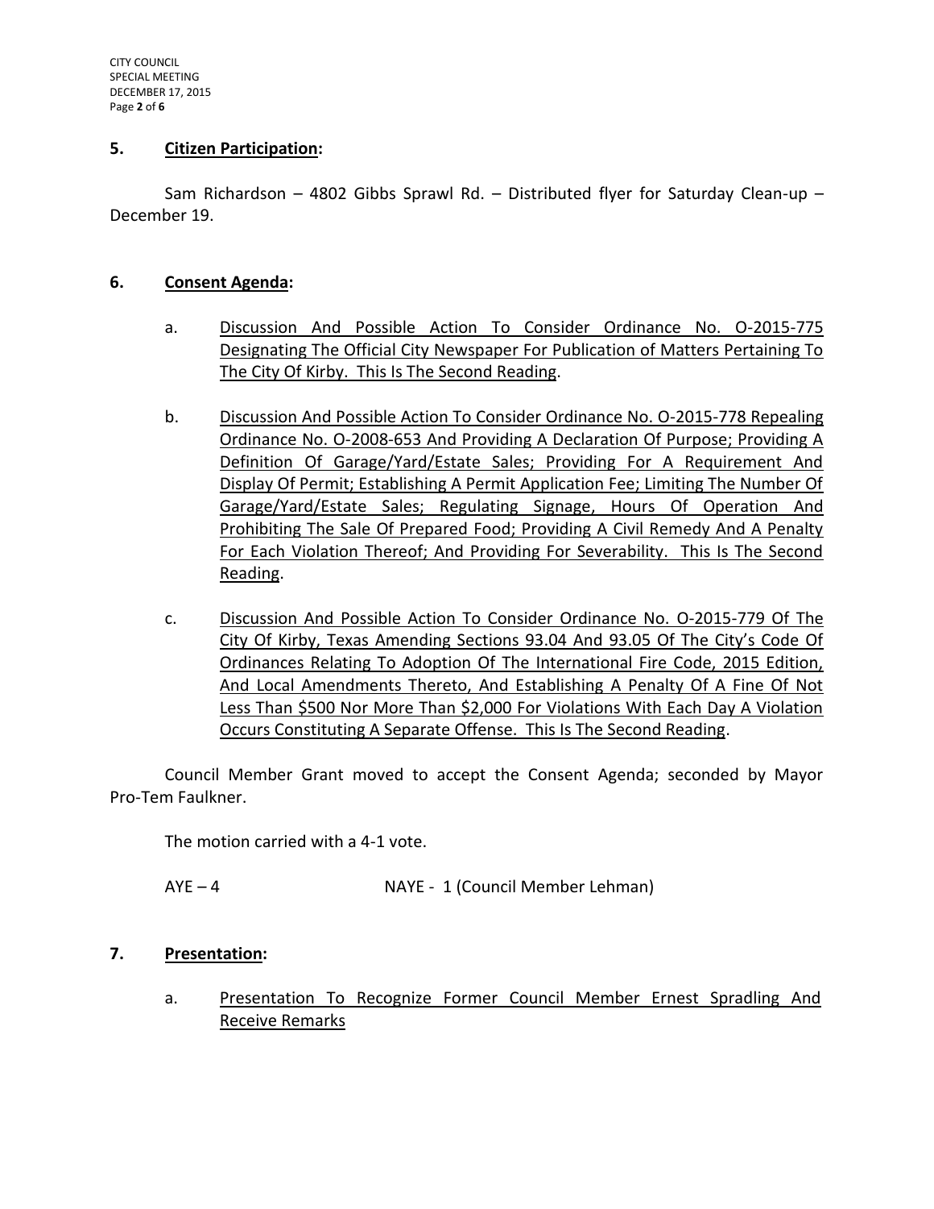## 5. Citizen Participation:

Sam Richardson – 4802 Gibbs Sprawl Rd. – Distributed flyer for Saturday Clean-up – December 19.

## 6. Consent Agenda:

a. Discussion And Possible Action To Consider Ordinance No. O-2015-775 Designating The Official City Newspaper For Publication of Matters Pertaining To The City Of Kirby. This Is The Second Reading.

b. Discussion And Possible Action To Consider Ordinance No. O-2015-778 Repealing Ordinance No. O-2008-653 And Providing A Declaration Of Purpose; Providing A Definition Of Garage/Yard/Estate Sales; Providing For A Requirement And Display Of Permit; Establishing A Permit Application Fee; Limiting The Number Of Garage/Yard/Estate Sales; Regulating Signage, Hours Of Operation And Prohibiting The Sale Of Prepared Food; Providing A Civil Remedy And A Penalty For Each Violation Thereof; And Providing For Severability. This Is The Second Reading.

c. Discussion And Possible Action To Consider Ordinance No. O-2015-779 Of The City Of Kirby, Texas Amending Sections 93.04 And 93.05 Of The City's Code Of Ordinances Relating To Adoption Of The International Fire Code, 2015 Edition, And Local Amendments Thereto, And Establishing A Penalty Of A Fine Of Not Less Than $500 Nor More Than $2,000 For Violations With Each Day A Violation Occurs Constituting A Separate Offense. This Is The Second Reading.

Council Member Grant moved to accept the Consent Agenda; seconded by Mayor Pro-Tem Faulkner.

The motion carried with a 4-1 vote.

AYE – 4 NAYE - 1 (Council Member Lehman)

## 7. Presentation:

a. Presentation To Recognize Former Council Member Ernest Spradling And Receive Remarks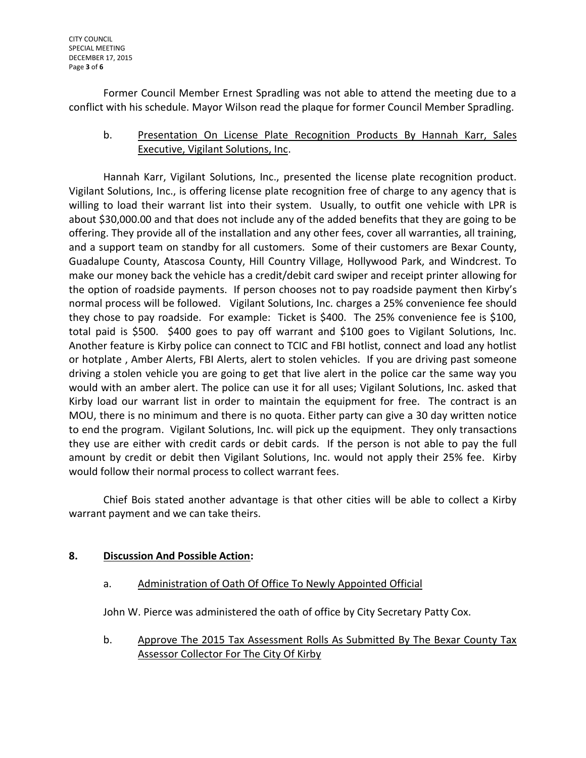Former Council Member Ernest Spradling was not able to attend the meeting due to a conflict with his schedule. Mayor Wilson read the plaque for former Council Member Spradling.

b. <u>Presentation On License Plate Recognition Products By Hannah Karr, Sales Executive, Vigilant Solutions, Inc</u>.

Hannah Karr, Vigilant Solutions, Inc., presented the license plate recognition product. Vigilant Solutions, Inc., is offering license plate recognition free of charge to any agency that is willing to load their warrant list into their system. Usually, to outfit one vehicle with LPR is about $30,000.00 and that does not include any of the added benefits that they are going to be offering. They provide all of the installation and any other fees, cover all warranties, all training, and a support team on standby for all customers. Some of their customers are Bexar County, Guadalupe County, Atascosa County, Hill Country Village, Hollywood Park, and Windcrest. To make our money back the vehicle has a credit/debit card swiper and receipt printer allowing for the option of roadside payments. If person chooses not to pay roadside payment then Kirby's normal process will be followed. Vigilant Solutions, Inc. charges a 25% convenience fee should they chose to pay roadside. For example: Ticket is $400. The 25% convenience fee is $100, total paid is $500. $400 goes to pay off warrant and $100 goes to Vigilant Solutions, Inc. Another feature is Kirby police can connect to TCIC and FBI hotlist, connect and load any hotlist or hotplate , Amber Alerts, FBI Alerts, alert to stolen vehicles. If you are driving past someone driving a stolen vehicle you are going to get that live alert in the police car the same way you would with an amber alert. The police can use it for all uses; Vigilant Solutions, Inc. asked that Kirby load our warrant list in order to maintain the equipment for free. The contract is an MOU, there is no minimum and there is no quota. Either party can give a 30 day written notice to end the program. Vigilant Solutions, Inc. will pick up the equipment. They only transactions they use are either with credit cards or debit cards. If the person is not able to pay the full amount by credit or debit then Vigilant Solutions, Inc. would not apply their 25% fee. Kirby would follow their normal process to collect warrant fees.

Chief Bois stated another advantage is that other cities will be able to collect a Kirby warrant payment and we can take theirs.

## 8. <u>Discussion And Possible Action</u>:

a. <u>Administration of Oath Of Office To Newly Appointed Official</u>

John W. Pierce was administered the oath of office by City Secretary Patty Cox.

b. <u>Approve The 2015 Tax Assessment Rolls As Submitted By The Bexar County Tax Assessor Collector For The City Of Kirby</u>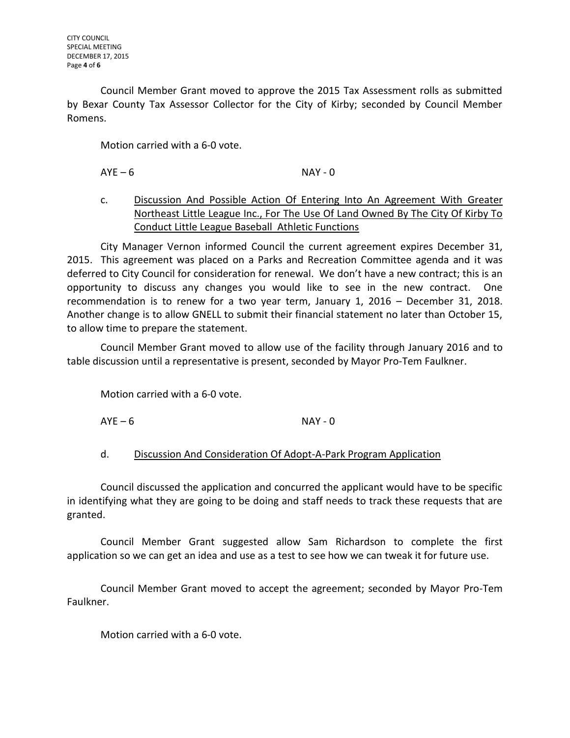Council Member Grant moved to approve the 2015 Tax Assessment rolls as submitted by Bexar County Tax Assessor Collector for the City of Kirby; seconded by Council Member Romens.

Motion carried with a 6-0 vote.

AYE – 6 NAY - 0

c. Discussion And Possible Action Of Entering Into An Agreement With Greater Northeast Little League Inc., For The Use Of Land Owned By The City Of Kirby To Conduct Little League Baseball Athletic Functions

City Manager Vernon informed Council the current agreement expires December 31, 2015. This agreement was placed on a Parks and Recreation Committee agenda and it was deferred to City Council for consideration for renewal. We don't have a new contract; this is an opportunity to discuss any changes you would like to see in the new contract. One recommendation is to renew for a two year term, January 1, 2016 – December 31, 2018. Another change is to allow GNELL to submit their financial statement no later than October 15, to allow time to prepare the statement.

Council Member Grant moved to allow use of the facility through January 2016 and to table discussion until a representative is present, seconded by Mayor Pro-Tem Faulkner.

Motion carried with a 6-0 vote.

AYE – 6 NAY - 0

d. Discussion And Consideration Of Adopt-A-Park Program Application

Council discussed the application and concurred the applicant would have to be specific in identifying what they are going to be doing and staff needs to track these requests that are granted.

Council Member Grant suggested allow Sam Richardson to complete the first application so we can get an idea and use as a test to see how we can tweak it for future use.

Council Member Grant moved to accept the agreement; seconded by Mayor Pro-Tem Faulkner.

Motion carried with a 6-0 vote.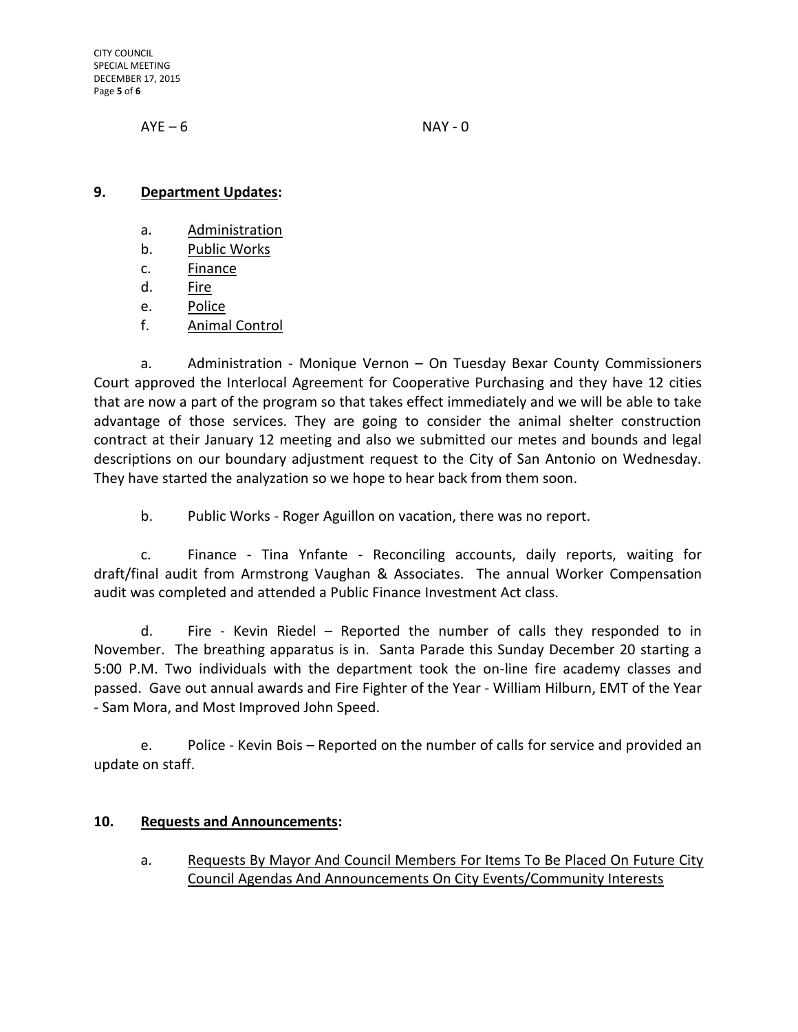AYE – 6 NAY - 0

**9. Department Updates:**

a. Administration
b. Public Works
c. Finance
d. Fire
e. Police
f. Animal Control

a. Administration - Monique Vernon – On Tuesday Bexar County Commissioners Court approved the Interlocal Agreement for Cooperative Purchasing and they have 12 cities that are now a part of the program so that takes effect immediately and we will be able to take advantage of those services. They are going to consider the animal shelter construction contract at their January 12 meeting and also we submitted our metes and bounds and legal descriptions on our boundary adjustment request to the City of San Antonio on Wednesday. They have started the analyzation so we hope to hear back from them soon.

b. Public Works - Roger Aguillon on vacation, there was no report.

c. Finance - Tina Ynfante - Reconciling accounts, daily reports, waiting for draft/final audit from Armstrong Vaughan & Associates. The annual Worker Compensation audit was completed and attended a Public Finance Investment Act class.

d. Fire - Kevin Riedel – Reported the number of calls they responded to in November. The breathing apparatus is in. Santa Parade this Sunday December 20 starting a 5:00 P.M. Two individuals with the department took the on-line fire academy classes and passed. Gave out annual awards and Fire Fighter of the Year - William Hilburn, EMT of the Year - Sam Mora, and Most Improved John Speed.

e. Police - Kevin Bois – Reported on the number of calls for service and provided an update on staff.

**10. Requests and Announcements:**

a. Requests By Mayor And Council Members For Items To Be Placed On Future City Council Agendas And Announcements On City Events/Community Interests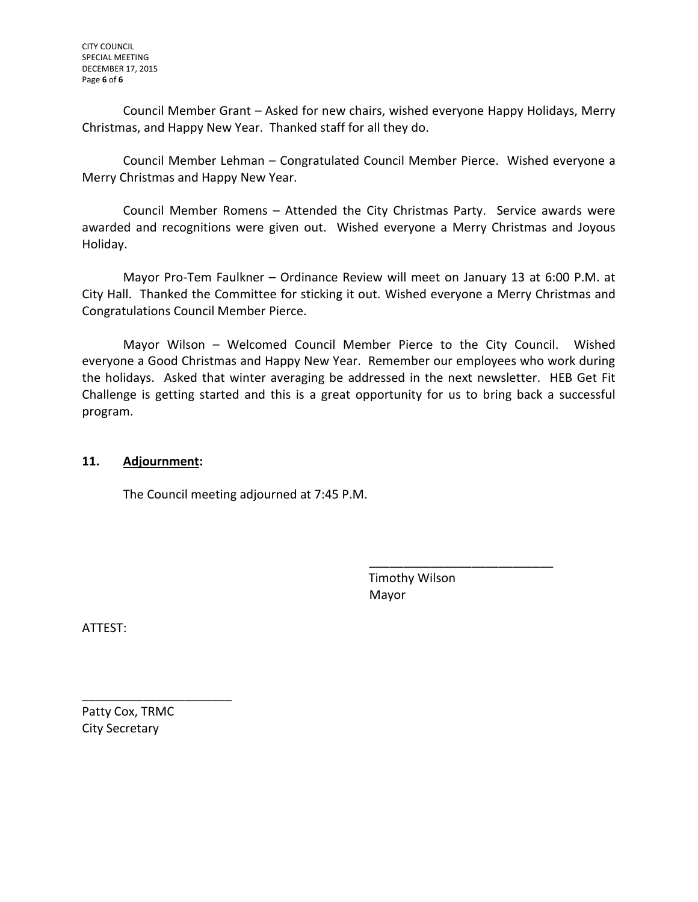Council Member Grant – Asked for new chairs, wished everyone Happy Holidays, Merry Christmas, and Happy New Year. Thanked staff for all they do.

Council Member Lehman – Congratulated Council Member Pierce. Wished everyone a Merry Christmas and Happy New Year.

Council Member Romens – Attended the City Christmas Party. Service awards were awarded and recognitions were given out. Wished everyone a Merry Christmas and Joyous Holiday.

Mayor Pro-Tem Faulkner – Ordinance Review will meet on January 13 at 6:00 P.M. at City Hall. Thanked the Committee for sticking it out. Wished everyone a Merry Christmas and Congratulations Council Member Pierce.

Mayor Wilson – Welcomed Council Member Pierce to the City Council. Wished everyone a Good Christmas and Happy New Year. Remember our employees who work during the holidays. Asked that winter averaging be addressed in the next newsletter. HEB Get Fit Challenge is getting started and this is a great opportunity for us to bring back a successful program.

**11. Adjournment:**

The Council meeting adjourned at 7:45 P.M.

___________________________
Timothy Wilson
Mayor

ATTEST:

______________________
Patty Cox, TRMC
City Secretary